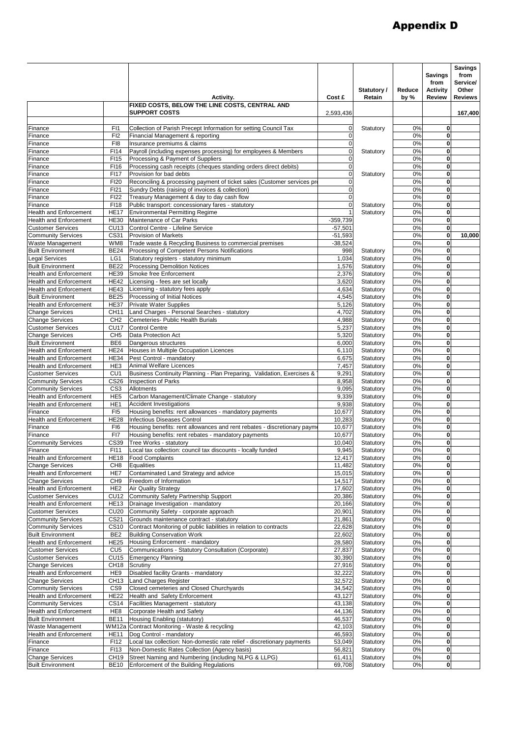# Appendix D

| | | Activity. | Cost £ | Statutory / Retain | Reduce by % | Savings from Activity Review | Savings from Service/ Other Reviews |
|---|---|---|---|---|---|---|---|
| | | **FIXED COSTS, BELOW THE LINE COSTS, CENTRAL AND SUPPORT COSTS** | 2,593,436 | | | | **167,400** |
| Finance | FI1 | Collection of Parish Precept Information for setting Council Tax | 0 | Statutory | 0% | **0** | |
| Finance | FI2 | Financial Management & reporting | 0 | | 0% | **0** | |
| Finance | FI8 | Insurance premiums & claims | 0 | | 0% | **0** | |
| Finance | FI14 | Payroll (including expenses processing) for employees & Members | 0 | Statutory | 0% | **0** | |
| Finance | FI15 | Processing & Payment of Suppliers | 0 | | 0% | **0** | |
| Finance | FI16 | Processing cash receipts (cheques standing orders direct debits) | 0 | | 0% | **0** | |
| Finance | FI17 | Provision for bad debts | 0 | Statutory | 0% | **0** | |
| Finance | FI20 | Reconciling & processing payment of ticket sales (Customer services pr | 0 | | 0% | **0** | |
| Finance | FI21 | Sundry Debts (raising of invoices & collection) | 0 | | 0% | **0** | |
| Finance | FI22 | Treasury Management & day to day cash flow | 0 | | 0% | **0** | |
| Finance | FI18 | Public transport: concessionary fares - statutory | 0 | Statutory | 0% | **0** | |
| Health and Enforcement | HE17 | Environmental Permitting Regime | 1 | Statutory | 0% | **0** | |
| Health and Enforcement | HE30 | Maintenance of Car Parks | -359,739 | | 0% | **0** | |
| Customer Services | CU13 | Control Centre - Lifeline Service | -57,501 | | 0% | **0** | |
| Community Services | CS31 | Provision of Markets | -51,593 | | 0% | **0** | **10,000** |
| Waste Management | WM8 | Trade waste & Recycling Business to commercial premises | -38,524 | | 0% | **0** | |
| Built Environment | BE24 | Processing of Competent Persons Notifications | 998 | Statutory | 0% | **0** | |
| Legal Services | LG1 | Statutory registers - statutory minimum | 1,034 | Statutory | 0% | **0** | |
| Built Environment | BE22 | Processing Demolition Notices | 1,576 | Statutory | 0% | **0** | |
| Health and Enforcement | HE39 | Smoke free Enforcement | 2,376 | Statutory | 0% | **0** | |
| Health and Enforcement | HE42 | Licensing - fees are set locally | 3,620 | Statutory | 0% | **0** | |
| Health and Enforcement | HE43 | Licensing - statutory fees apply | 4,634 | Statutory | 0% | **0** | |
| Built Environment | BE25 | Processing of Initial Notices | 4,545 | Statutory | 0% | **0** | |
| Health and Enforcement | HE37 | Private Water Supplies | 5,126 | Statutory | 0% | **0** | |
| Change Services | CH11 | Land Charges - Personal Searches - statutory | 4,702 | Statutory | 0% | **0** | |
| Change Services | CH2 | Cemeteries- Public Health Burials | 4,988 | Statutory | 0% | **0** | |
| Customer Services | CU17 | Control Centre | 5,237 | Statutory | 0% | **0** | |
| Change Services | CH5 | Data Protection Act | 5,320 | Statutory | 0% | **0** | |
| Built Environment | BE6 | Dangerous structures | 6,000 | Statutory | 0% | **0** | |
| Health and Enforcement | HE24 | Houses in Multiple Occupation Licences | 6,110 | Statutory | 0% | **0** | |
| Health and Enforcement | HE34 | Pest Control - mandatory | 6,675 | Statutory | 0% | **0** | |
| Health and Enforcement | HE3 | Animal Welfare Licences | 7,457 | Statutory | 0% | **0** | |
| Customer Services | CU1 | Business Continuity Planning - Plan Preparing, Validation, Exercises & | 9,291 | Statutory | 0% | **0** | |
| Community Services | CS26 | Inspection of Parks | 8,958 | Statutory | 0% | **0** | |
| Community Services | CS3 | Allotments | 9,095 | Statutory | 0% | **0** | |
| Health and Enforcement | HE5 | Carbon Management/Climate Change - statutory | 9,339 | Statutory | 0% | **0** | |
| Health and Enforcement | HE1 | Accident Investigations | 9,938 | Statutory | 0% | **0** | |
| Finance | FI5 | Housing benefits: rent allowances - mandatory payments | 10,677 | Statutory | 0% | **0** | |
| Health and Enforcement | HE28 | Infectious Diseases Control | 10,283 | Statutory | 0% | **0** | |
| Finance | FI6 | Housing benefits: rent allowances and rent rebates - discretionary payme | 10,677 | Statutory | 0% | **0** | |
| Finance | FI7 | Housing benefits: rent rebates - mandatory payments | 10,677 | Statutory | 0% | **0** | |
| Community Services | CS39 | Tree Works - statutory | 10,040 | Statutory | 0% | **0** | |
| Finance | FI11 | Local tax collection: council tax discounts - locally funded | 9,945 | Statutory | 0% | **0** | |
| Health and Enforcement | HE18 | Food Complaints | 12,417 | Statutory | 0% | **0** | |
| Change Services | CH8 | Equalities | 11,482 | Statutory | 0% | **0** | |
| Health and Enforcement | HE7 | Contaminated Land Strategy and advice | 15,015 | Statutory | 0% | **0** | |
| Change Services | CH9 | Freedom of Information | 14,517 | Statutory | 0% | **0** | |
| Health and Enforcement | HE2 | Air Quality Strategy | 17,602 | Statutory | 0% | **0** | |
| Customer Services | CU12 | Community Safety Partnership Support | 20,386 | Statutory | 0% | **0** | |
| Health and Enforcement | HE13 | Drainage Investigation - mandatory | 20,166 | Statutory | 0% | **0** | |
| Customer Services | CU20 | Community Safety - corporate approach | 20,901 | Statutory | 0% | **0** | |
| Community Services | CS21 | Grounds maintenance contract - statutory | 21,861 | Statutory | 0% | **0** | |
| Community Services | CS10 | Contract Monitoring of public liabilities in relation to contracts | 22,628 | Statutory | 0% | **0** | |
| Built Environment | BE2 | Building Conservation Work | 22,602 | Statutory | 0% | **0** | |
| Health and Enforcement | HE25 | Housing Enforcement - mandatory | 28,580 | Statutory | 0% | **0** | |
| Customer Services | CU5 | Communications - Statutory Consultation (Corporate) | 27,837 | Statutory | 0% | **0** | |
| Customer Services | CU15 | Emergency Planning | 30,390 | Statutory | 0% | **0** | |
| Change Services | CH18 | Scrutiny | 27,916 | Statutory | 0% | **0** | |
| Health and Enforcement | HE9 | Disabled facility Grants - mandatory | 32,222 | Statutory | 0% | **0** | |
| Change Services | CH13 | Land Charges Register | 32,572 | Statutory | 0% | **0** | |
| Community Services | CS9 | Closed cemeteries and Closed Churchyards | 34,542 | Statutory | 0% | **0** | |
| Health and Enforcement | HE22 | Health and Safety Enforcement | 43,127 | Statutory | 0% | **0** | |
| Community Services | CS14 | Facilities Management - statutory | 43,138 | Statutory | 0% | **0** | |
| Health and Enforcement | HE8 | Corporate Health and Safety | 44,136 | Statutory | 0% | **0** | |
| Built Environment | BE11 | Housing Enabling (statutory) | 46,537 | Statutory | 0% | **0** | |
| Waste Management | WM12a | Contract Monitoring - Waste & recycling | 42,103 | Statutory | 0% | **0** | |
| Health and Enforcement | HE11 | Dog Control - mandatory | 46,593 | Statutory | 0% | **0** | |
| Finance | FI12 | Local tax collection: Non-domestic rate relief - discretionary payments | 53,049 | Statutory | 0% | **0** | |
| Finance | FI13 | Non-Domestic Rates Collection (Agency basis) | 56,821 | Statutory | 0% | **0** | |
| Change Services | CH19 | Street Naming and Numbering (including NLPG & LLPG) | 61,411 | Statutory | 0% | **0** | |
| Built Environment | BE10 | Enforcement of the Building Regulations | 69,708 | Statutory | 0% | **0** | |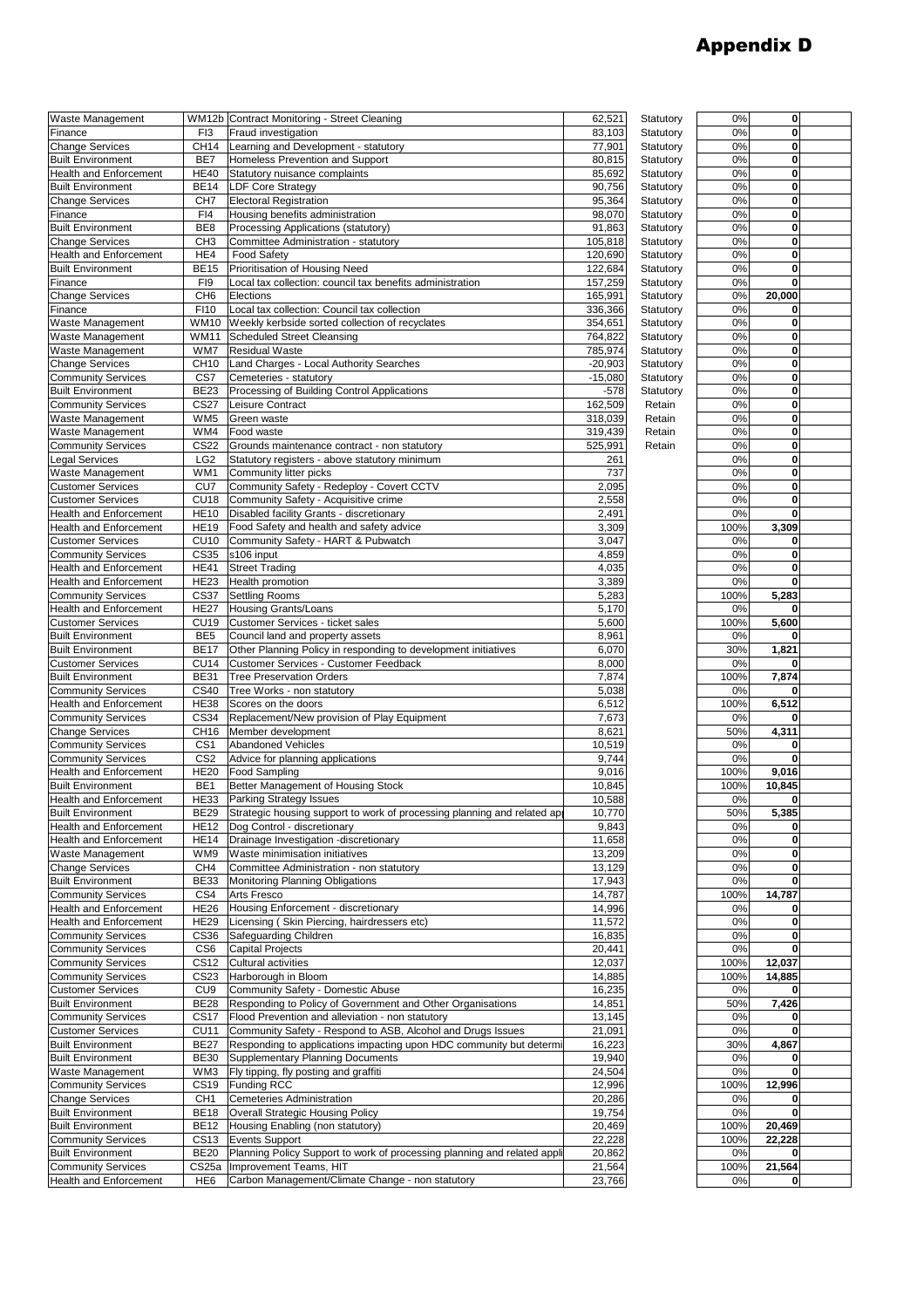# Appendix D

| | | | | | | |
|---|---|---|---|---|---|---|
| Waste Management | WM12b | Contract Monitoring - Street Cleaning | 62,521 | Statutory | 0% | 0 |
| Finance | FI3 | Fraud investigation | 83,103 | Statutory | 0% | 0 |
| Change Services | CH14 | Learning and Development - statutory | 77,901 | Statutory | 0% | 0 |
| Built Environment | BE7 | Homeless Prevention and Support | 80,815 | Statutory | 0% | 0 |
| Health and Enforcement | HE40 | Statutory nuisance complaints | 85,692 | Statutory | 0% | 0 |
| Built Environment | BE14 | LDF Core Strategy | 90,756 | Statutory | 0% | 0 |
| Change Services | CH7 | Electoral Registration | 95,364 | Statutory | 0% | 0 |
| Finance | FI4 | Housing benefits administration | 98,070 | Statutory | 0% | 0 |
| Built Environment | BE8 | Processing Applications (statutory) | 91,863 | Statutory | 0% | 0 |
| Change Services | CH3 | Committee Administration - statutory | 105,818 | Statutory | 0% | 0 |
| Health and Enforcement | HE4 | Food Safety | 120,690 | Statutory | 0% | 0 |
| Built Environment | BE15 | Prioritisation of Housing Need | 122,684 | Statutory | 0% | 0 |
| Finance | FI9 | Local tax collection: council tax benefits administration | 157,259 | Statutory | 0% | 0 |
| Change Services | CH6 | Elections | 165,991 | Statutory | 0% | 20,000 |
| Finance | FI10 | Local tax collection: Council tax collection | 336,366 | Statutory | 0% | 0 |
| Waste Management | WM10 | Weekly kerbside sorted collection of recyclates | 354,651 | Statutory | 0% | 0 |
| Waste Management | WM11 | Scheduled Street Cleansing | 764,822 | Statutory | 0% | 0 |
| Waste Management | WM7 | Residual Waste | 785,974 | Statutory | 0% | 0 |
| Change Services | CH10 | Land Charges - Local Authority Searches | -20,903 | Statutory | 0% | 0 |
| Community Services | CS7 | Cemeteries - statutory | -15,080 | Statutory | 0% | 0 |
| Built Environment | BE23 | Processing of Building Control Applications | -578 | Statutory | 0% | 0 |
| Community Services | CS27 | Leisure Contract | 162,509 | Retain | 0% | 0 |
| Waste Management | WM5 | Green waste | 318,039 | Retain | 0% | 0 |
| Waste Management | WM4 | Food waste | 319,439 | Retain | 0% | 0 |
| Community Services | CS22 | Grounds maintenance contract - non statutory | 525,991 | Retain | 0% | 0 |
| Legal Services | LG2 | Statutory registers - above statutory minimum | 261 | | 0% | 0 |
| Waste Management | WM1 | Community litter picks | 737 | | 0% | 0 |
| Customer Services | CU7 | Community Safety - Redeploy - Covert CCTV | 2,095 | | 0% | 0 |
| Customer Services | CU18 | Community Safety - Acquisitive crime | 2,558 | | 0% | 0 |
| Health and Enforcement | HE10 | Disabled facility Grants - discretionary | 2,491 | | 0% | 0 |
| Health and Enforcement | HE19 | Food Safety and health and safety advice | 3,309 | | 100% | 3,309 |
| Customer Services | CU10 | Community Safety - HART & Pubwatch | 3,047 | | 0% | 0 |
| Community Services | CS35 | s106 input | 4,859 | | 0% | 0 |
| Health and Enforcement | HE41 | Street Trading | 4,035 | | 0% | 0 |
| Health and Enforcement | HE23 | Health promotion | 3,389 | | 0% | 0 |
| Community Services | CS37 | Settling Rooms | 5,283 | | 100% | 5,283 |
| Health and Enforcement | HE27 | Housing Grants/Loans | 5,170 | | 0% | 0 |
| Customer Services | CU19 | Customer Services - ticket sales | 5,600 | | 100% | 5,600 |
| Built Environment | BE5 | Council land and property assets | 8,961 | | 0% | 0 |
| Built Environment | BE17 | Other Planning Policy in responding to development initiatives | 6,070 | | 30% | 1,821 |
| Customer Services | CU14 | Customer Services - Customer Feedback | 8,000 | | 0% | 0 |
| Built Environment | BE31 | Tree Preservation Orders | 7,874 | | 100% | 7,874 |
| Community Services | CS40 | Tree Works - non statutory | 5,038 | | 0% | 0 |
| Health and Enforcement | HE38 | Scores on the doors | 6,512 | | 100% | 6,512 |
| Community Services | CS34 | Replacement/New provision of Play Equipment | 7,673 | | 0% | 0 |
| Change Services | CH16 | Member development | 8,621 | | 50% | 4,311 |
| Community Services | CS1 | Abandoned Vehicles | 10,519 | | 0% | 0 |
| Community Services | CS2 | Advice for planning applications | 9,744 | | 0% | 0 |
| Health and Enforcement | HE20 | Food Sampling | 9,016 | | 100% | 9,016 |
| Built Environment | BE1 | Better Management of Housing Stock | 10,845 | | 100% | 10,845 |
| Health and Enforcement | HE33 | Parking Strategy Issues | 10,588 | | 0% | 0 |
| Built Environment | BE29 | Strategic housing support to work of processing planning and related ap | 10,770 | | 50% | 5,385 |
| Health and Enforcement | HE12 | Dog Control - discretionary | 9,843 | | 0% | 0 |
| Health and Enforcement | HE14 | Drainage Investigation -discretionary | 11,658 | | 0% | 0 |
| Waste Management | WM9 | Waste minimisation initiatives | 13,209 | | 0% | 0 |
| Change Services | CH4 | Committee Administration - non statutory | 13,129 | | 0% | 0 |
| Built Environment | BE33 | Monitoring Planning Obligations | 17,943 | | 0% | 0 |
| Community Services | CS4 | Arts Fresco | 14,787 | | 100% | 14,787 |
| Health and Enforcement | HE26 | Housing Enforcement - discretionary | 14,996 | | 0% | 0 |
| Health and Enforcement | HE29 | Licensing ( Skin Piercing, hairdressers etc) | 11,572 | | 0% | 0 |
| Community Services | CS36 | Safeguarding Children | 16,835 | | 0% | 0 |
| Community Services | CS6 | Capital Projects | 20,441 | | 0% | 0 |
| Community Services | CS12 | Cultural activities | 12,037 | | 100% | 12,037 |
| Community Services | CS23 | Harborough in Bloom | 14,885 | | 100% | 14,885 |
| Customer Services | CU9 | Community Safety - Domestic Abuse | 16,235 | | 0% | 0 |
| Built Environment | BE28 | Responding to Policy of Government and Other Organisations | 14,851 | | 50% | 7,426 |
| Community Services | CS17 | Flood Prevention and alleviation - non statutory | 13,145 | | 0% | 0 |
| Customer Services | CU11 | Community Safety - Respond to ASB, Alcohol and Drugs Issues | 21,091 | | 0% | 0 |
| Built Environment | BE27 | Responding to applications impacting upon HDC community but determi | 16,223 | | 30% | 4,867 |
| Built Environment | BE30 | Supplementary Planning Documents | 19,940 | | 0% | 0 |
| Waste Management | WM3 | Fly tipping, fly posting and graffiti | 24,504 | | 0% | 0 |
| Community Services | CS19 | Funding RCC | 12,996 | | 100% | 12,996 |
| Change Services | CH1 | Cemeteries Administration | 20,286 | | 0% | 0 |
| Built Environment | BE18 | Overall Strategic Housing Policy | 19,754 | | 0% | 0 |
| Built Environment | BE12 | Housing Enabling (non statutory) | 20,469 | | 100% | 20,469 |
| Community Services | CS13 | Events Support | 22,228 | | 100% | 22,228 |
| Built Environment | BE20 | Planning Policy Support to work of processing planning and related appli | 20,862 | | 0% | 0 |
| Community Services | CS25a | Improvement Teams, HIT | 21,564 | | 100% | 21,564 |
| Health and Enforcement | HE6 | Carbon Management/Climate Change - non statutory | 23,766 | | 0% | 0 |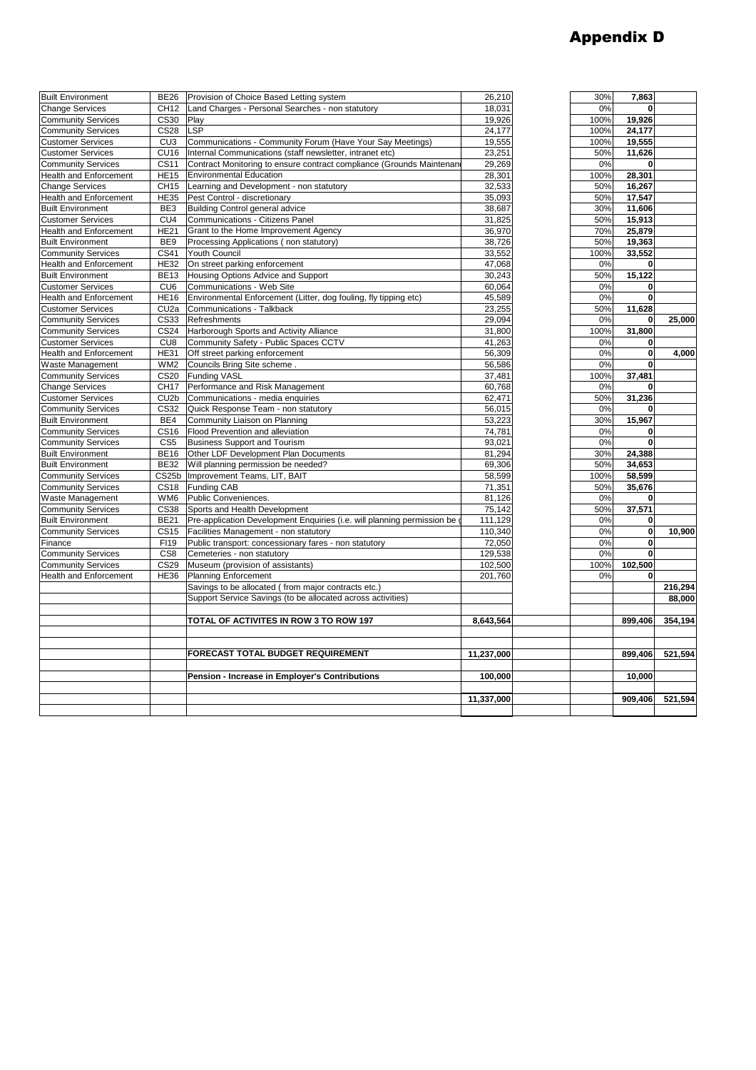# Appendix D

| | | | | | | | |
|---|---|---|---|---|---|---|---|
| Built Environment | BE26 | Provision of Choice Based Letting system | 26,210 | | 30% | 7,863 | |
| Change Services | CH12 | Land Charges - Personal Searches - non statutory | 18,031 | | 0% | 0 | |
| Community Services | CS30 | Play | 19,926 | | 100% | 19,926 | |
| Community Services | CS28 | LSP | 24,177 | | 100% | 24,177 | |
| Customer Services | CU3 | Communications - Community Forum (Have Your Say Meetings) | 19,555 | | 100% | 19,555 | |
| Customer Services | CU16 | Internal Communications (staff newsletter, intranet etc) | 23,251 | | 50% | 11,626 | |
| Community Services | CS11 | Contract Monitoring to ensure contract compliance (Grounds Maintenan | 29,269 | | 0% | 0 | |
| Health and Enforcement | HE15 | Environmental Education | 28,301 | | 100% | 28,301 | |
| Change Services | CH15 | Learning and Development - non statutory | 32,533 | | 50% | 16,267 | |
| Health and Enforcement | HE35 | Pest Control - discretionary | 35,093 | | 50% | 17,547 | |
| Built Environment | BE3 | Building Control general advice | 38,687 | | 30% | 11,606 | |
| Customer Services | CU4 | Communications - Citizens Panel | 31,825 | | 50% | 15,913 | |
| Health and Enforcement | HE21 | Grant to the Home Improvement Agency | 36,970 | | 70% | 25,879 | |
| Built Environment | BE9 | Processing Applications ( non statutory) | 38,726 | | 50% | 19,363 | |
| Community Services | CS41 | Youth Council | 33,552 | | 100% | 33,552 | |
| Health and Enforcement | HE32 | On street parking enforcement | 47,068 | | 0% | 0 | |
| Built Environment | BE13 | Housing Options Advice and Support | 30,243 | | 50% | 15,122 | |
| Customer Services | CU6 | Communications - Web Site | 60,064 | | 0% | 0 | |
| Health and Enforcement | HE16 | Environmental Enforcement (Litter, dog fouling, fly tipping etc) | 45,589 | | 0% | 0 | |
| Customer Services | CU2a | Communications - Talkback | 23,255 | | 50% | 11,628 | |
| Community Services | CS33 | Refreshments | 29,094 | | 0% | 0 | 25,000 |
| Community Services | CS24 | Harborough Sports and Activity Alliance | 31,800 | | 100% | 31,800 | |
| Customer Services | CU8 | Community Safety - Public Spaces CCTV | 41,263 | | 0% | 0 | |
| Health and Enforcement | HE31 | Off street parking enforcement | 56,309 | | 0% | 0 | 4,000 |
| Waste Management | WM2 | Councils Bring Site scheme . | 56,586 | | 0% | 0 | |
| Community Services | CS20 | Funding VASL | 37,481 | | 100% | 37,481 | |
| Change Services | CH17 | Performance and Risk Management | 60,768 | | 0% | 0 | |
| Customer Services | CU2b | Communications - media enquiries | 62,471 | | 50% | 31,236 | |
| Community Services | CS32 | Quick Response Team - non statutory | 56,015 | | 0% | 0 | |
| Built Environment | BE4 | Community Liaison on Planning | 53,223 | | 30% | 15,967 | |
| Community Services | CS16 | Flood Prevention and alleviation | 74,781 | | 0% | 0 | |
| Community Services | CS5 | Business Support and Tourism | 93,021 | | 0% | 0 | |
| Built Environment | BE16 | Other LDF Development Plan Documents | 81,294 | | 30% | 24,388 | |
| Built Environment | BE32 | Will planning permission be needed? | 69,306 | | 50% | 34,653 | |
| Community Services | CS25b | Improvement Teams, LIT, BAIT | 58,599 | | 100% | 58,599 | |
| Community Services | CS18 | Funding CAB | 71,351 | | 50% | 35,676 | |
| Waste Management | WM6 | Public Conveniences. | 81,126 | | 0% | 0 | |
| Community Services | CS38 | Sports and Health Development | 75,142 | | 50% | 37,571 | |
| Built Environment | BE21 | Pre-application Development Enquiries (i.e. will planning permission be | 111,129 | | 0% | 0 | |
| Community Services | CS15 | Facilities Management - non statutory | 110,340 | | 0% | 0 | 10,900 |
| Finance | FI19 | Public transport: concessionary fares - non statutory | 72,050 | | 0% | 0 | |
| Community Services | CS8 | Cemeteries - non statutory | 129,538 | | 0% | 0 | |
| Community Services | CS29 | Museum (provision of assistants) | 102,500 | | 100% | 102,500 | |
| Health and Enforcement | HE36 | Planning Enforcement | 201,760 | | 0% | 0 | |
| | | Savings to be allocated ( from major contracts etc.) | | | | | 216,294 |
| | | Support Service Savings (to be allocated across activities) | | | | | 88,000 |
| | | | | | | | |
| | | **TOTAL OF ACTIVITES IN ROW 3 TO ROW 197** | **8,643,564** | | | **899,406** | **354,194** |
| | | | | | | | |
| | | **FORECAST TOTAL BUDGET REQUIREMENT** | **11,237,000** | | | **899,406** | **521,594** |
| | | | | | | | |
| | | **Pension - Increase in Employer's Contributions** | **100,000** | | | **10,000** | |
| | | | | | | | |
| | | | **11,337,000** | | | **909,406** | **521,594** |